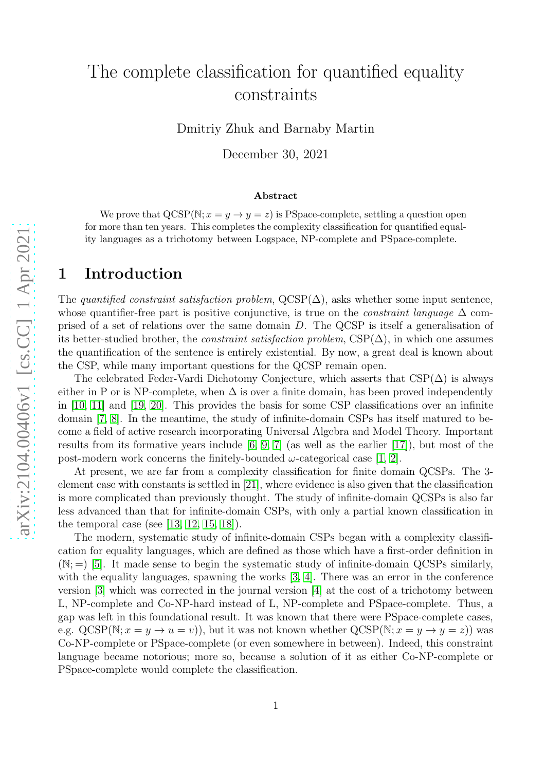# The complete classification for quantified equality constraints

Dmitriy Zhuk and Barnaby Martin

December 30, 2021

### Abstract

We prove that $\text{QCSP}(\mathbb{N}; x = y \rightarrow y = z)$ is PSpace-complete, settling a question open for more than ten years. This completes the complexity classification for quantified equality languages as a trichotomy between Logspace, NP-complete and PSpace-complete.

## 1 Introduction

The *quantified constraint satisfaction problem*, $\text{QCSP}(\Delta)$, asks whether some input sentence, whose quantifier-free part is positive conjunctive, is true on the *constraint language* $\Delta$ comprised of a set of relations over the same domain $D$. The QCSP is itself a generalisation of its better-studied brother, the *constraint satisfaction problem*, $\text{CSP}(\Delta)$, in which one assumes the quantification of the sentence is entirely existential. By now, a great deal is known about the CSP, while many important questions for the QCSP remain open.

The celebrated Feder-Vardi Dichotomy Conjecture, which asserts that $\text{CSP}(\Delta)$ is always either in P or is NP-complete, when $\Delta$ is over a finite domain, has been proved independently in [10, 11] and [19, 20]. This provides the basis for some CSP classifications over an infinite domain [7, 8]. In the meantime, the study of infinite-domain CSPs has itself matured to become a field of active research incorporating Universal Algebra and Model Theory. Important results from its formative years include [6, 9, 7] (as well as the earlier [17]), but most of the post-modern work concerns the finitely-bounded $\omega$-categorical case [1, 2].

At present, we are far from a complexity classification for finite domain QCSPs. The 3-element case with constants is settled in [21], where evidence is also given that the classification is more complicated than previously thought. The study of infinite-domain QCSPs is also far less advanced than that for infinite-domain CSPs, with only a partial known classification in the temporal case (see [13, 12, 15, 18]).

The modern, systematic study of infinite-domain CSPs began with a complexity classification for equality languages, which are defined as those which have a first-order definition in $(\mathbb{N}; =)$ [5]. It made sense to begin the systematic study of infinite-domain QCSPs similarly, with the equality languages, spawning the works [3, 4]. There was an error in the conference version [3] which was corrected in the journal version [4] at the cost of a trichotomy between L, NP-complete and Co-NP-hard instead of L, NP-complete and PSpace-complete. Thus, a gap was left in this foundational result. It was known that there were PSpace-complete cases, e.g. $\text{QCSP}(\mathbb{N}; x = y \rightarrow u = v))$, but it was not known whether $\text{QCSP}(\mathbb{N}; x = y \rightarrow y = z))$ was Co-NP-complete or PSpace-complete (or even somewhere in between). Indeed, this constraint language became notorious; more so, because a solution of it as either Co-NP-complete or PSpace-complete would complete the classification.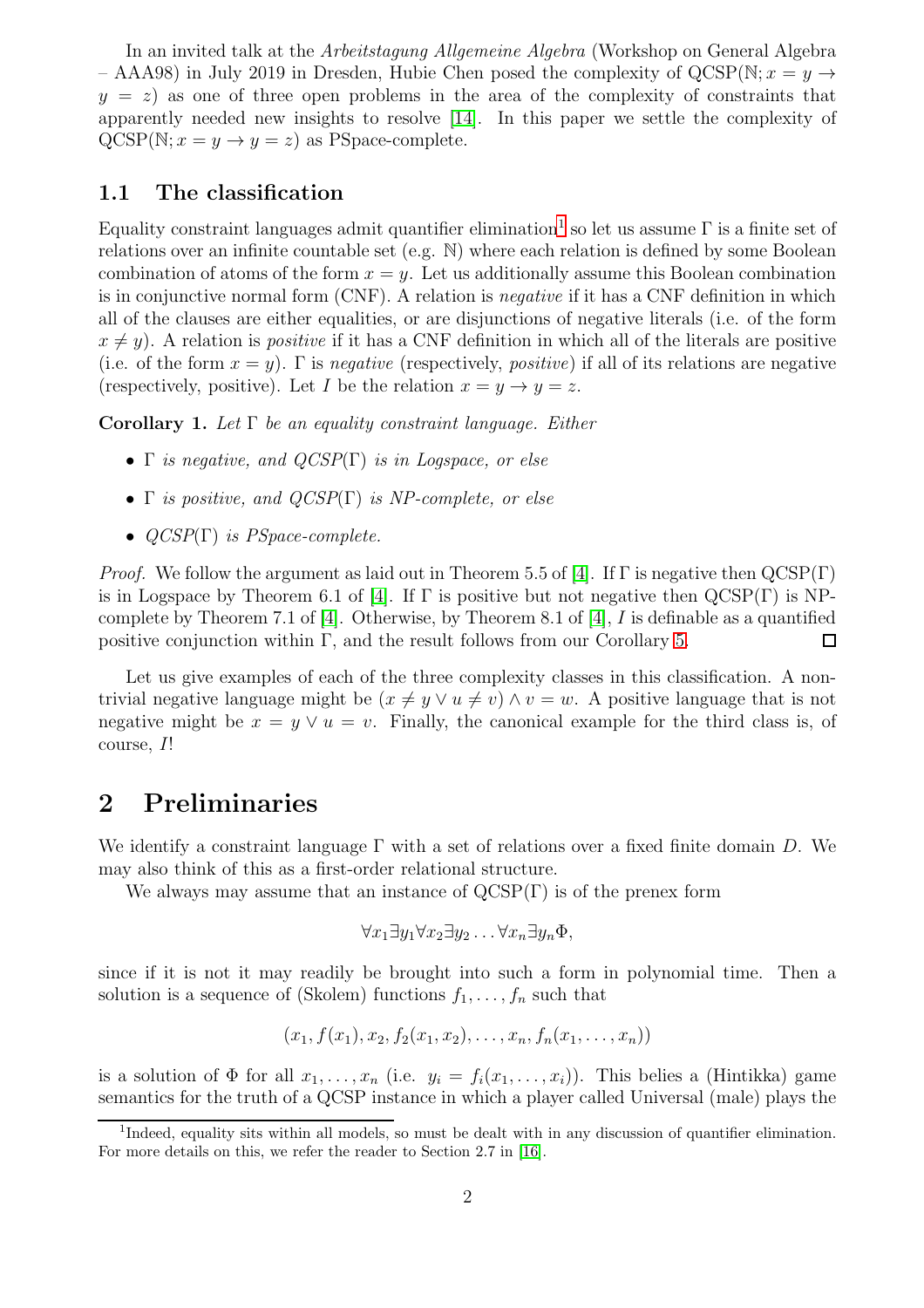In an invited talk at the *Arbeitstagung Allgemeine Algebra* (Workshop on General Algebra – AAA98) in July 2019 in Dresden, Hubie Chen posed the complexity of $\text{QCSP}(\mathbb{N}; x = y \rightarrow y = z)$ as one of three open problems in the area of the complexity of constraints that apparently needed new insights to resolve [14]. In this paper we settle the complexity of $\text{QCSP}(\mathbb{N}; x = y \rightarrow y = z)$ as PSpace-complete.

### 1.1 The classification

Equality constraint languages admit quantifier elimination[1] so let us assume $\Gamma$ is a finite set of relations over an infinite countable set (e.g. $\mathbb{N}$) where each relation is defined by some Boolean combination of atoms of the form $x = y$. Let us additionally assume this Boolean combination is in conjunctive normal form (CNF). A relation is *negative* if it has a CNF definition in which all of the clauses are either equalities, or are disjunctions of negative literals (i.e. of the form $x \neq y$). A relation is *positive* if it has a CNF definition in which all of the literals are positive (i.e. of the form $x = y$). $\Gamma$ is *negative* (respectively, *positive*) if all of its relations are negative (respectively, positive). Let $I$ be the relation $x = y \rightarrow y = z$.

**Corollary 1.** *Let $\Gamma$ be an equality constraint language. Either*

- *$\Gamma$ is negative, and QCSP($\Gamma$) is in Logspace, or else*
- *$\Gamma$ is positive, and QCSP($\Gamma$) is NP-complete, or else*
- *QCSP($\Gamma$) is PSpace-complete.*

*Proof.* We follow the argument as laid out in Theorem 5.5 of [4]. If $\Gamma$ is negative then QCSP($\Gamma$) is in Logspace by Theorem 6.1 of [4]. If $\Gamma$ is positive but not negative then QCSP($\Gamma$) is NP-complete by Theorem 7.1 of [4]. Otherwise, by Theorem 8.1 of [4], $I$ is definable as a quantified positive conjunction within $\Gamma$, and the result follows from our Corollary 5. □

Let us give examples of each of the three complexity classes in this classification. A non-trivial negative language might be $(x \neq y \vee u \neq v) \wedge v = w$. A positive language that is not negative might be $x = y \vee u = v$. Finally, the canonical example for the third class is, of course, $I$!

## 2 Preliminaries

We identify a constraint language $\Gamma$ with a set of relations over a fixed finite domain $D$. We may also think of this as a first-order relational structure.

We always may assume that an instance of QCSP($\Gamma$) is of the prenex form

$$\forall x_1 \exists y_1 \forall x_2 \exists y_2 \ldots \forall x_n \exists y_n \Phi,$$

since if it is not it may readily be brought into such a form in polynomial time. Then a solution is a sequence of (Skolem) functions $f_1, \ldots, f_n$ such that

$$(x_1, f(x_1), x_2, f_2(x_1, x_2), \ldots, x_n, f_n(x_1, \ldots, x_n))$$

is a solution of $\Phi$ for all $x_1, \ldots, x_n$ (i.e. $y_i = f_i(x_1, \ldots, x_i)$). This belies a (Hintikka) game semantics for the truth of a QCSP instance in which a player called Universal (male) plays the

[1] Indeed, equality sits within all models, so must be dealt with in any discussion of quantifier elimination. For more details on this, we refer the reader to Section 2.7 in [16].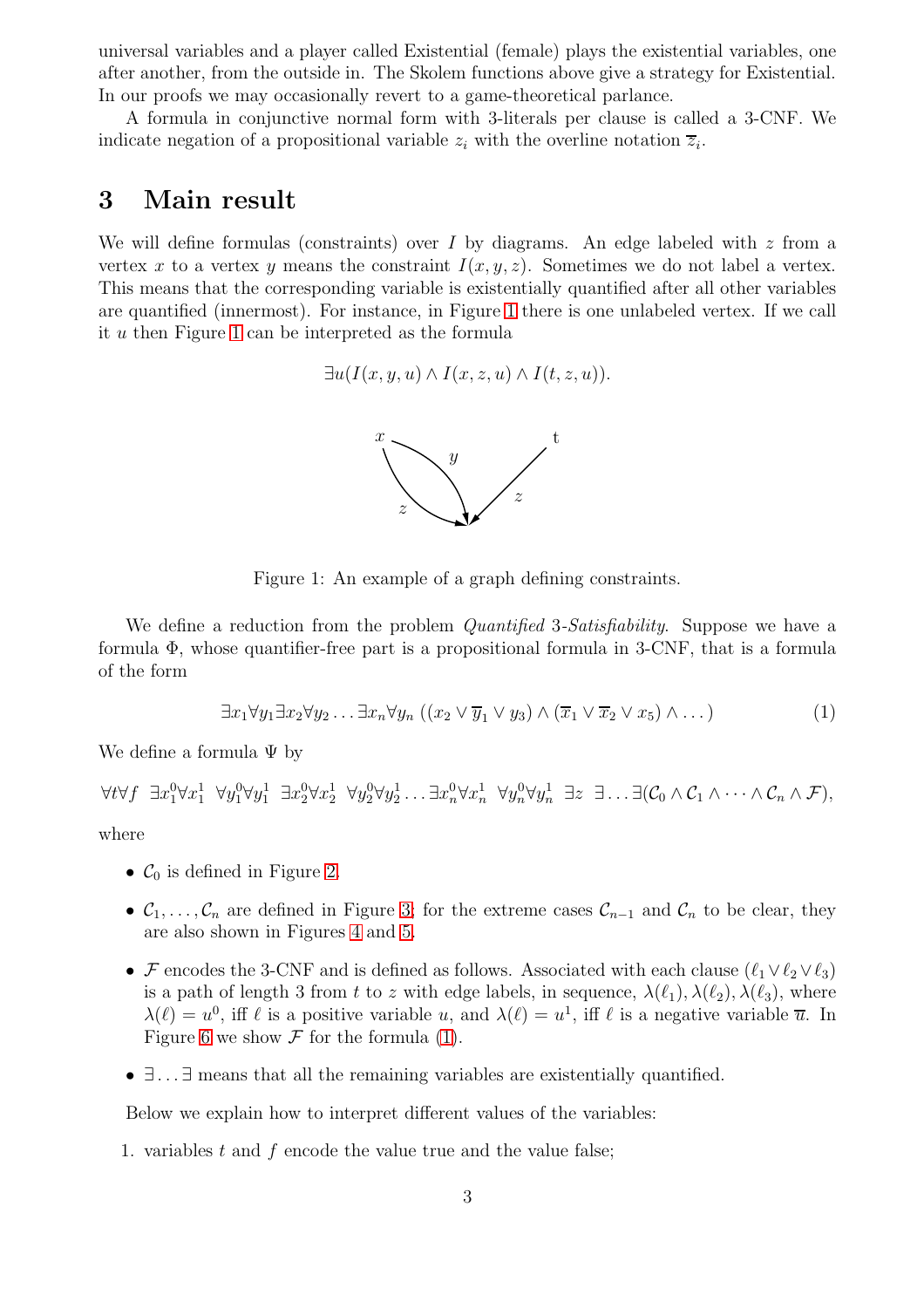universal variables and a player called Existential (female) plays the existential variables, one after another, from the outside in. The Skolem functions above give a strategy for Existential. In our proofs we may occasionally revert to a game-theoretical parlance.

A formula in conjunctive normal form with 3-literals per clause is called a 3-CNF. We indicate negation of a propositional variable $z_i$ with the overline notation $\overline{z}_i$.

## 3 Main result

We will define formulas (constraints) over $I$ by diagrams. An edge labeled with $z$ from a vertex $x$ to a vertex $y$ means the constraint $I(x, y, z)$. Sometimes we do not label a vertex. This means that the corresponding variable is existentially quantified after all other variables are quantified (innermost). For instance, in Figure 1 there is one unlabeled vertex. If we call it $u$ then Figure 1 can be interpreted as the formula

$$\exists u(I(x, y, u) \wedge I(x, z, u) \wedge I(t, z, u)).$$

Figure 1: An example of a graph defining constraints.

We define a reduction from the problem *Quantified* 3-*Satisfiability*. Suppose we have a formula $\Phi$, whose quantifier-free part is a propositional formula in 3-CNF, that is a formula of the form

$$\exists x_1 \forall y_1 \exists x_2 \forall y_2 \ldots \exists x_n \forall y_n \left( (x_2 \vee \overline{y}_1 \vee y_3) \wedge (\overline{x}_1 \vee \overline{x}_2 \vee x_5) \wedge \ldots \right) \tag{1}$$

We define a formula $\Psi$ by

$$\forall t \forall f \;\; \exists x_1^0 \forall x_1^1 \;\; \forall y_1^0 \forall y_1^1 \;\; \exists x_2^0 \forall x_2^1 \;\; \forall y_2^0 \forall y_2^1 \ldots \exists x_n^0 \forall x_n^1 \;\; \forall y_n^0 \forall y_n^1 \;\; \exists z \;\; \exists \ldots \exists (\mathcal{C}_0 \wedge \mathcal{C}_1 \wedge \cdots \wedge \mathcal{C}_n \wedge \mathcal{F}),$$

where

- $\mathcal{C}_0$ is defined in Figure 2.
- $\mathcal{C}_1, \ldots, \mathcal{C}_n$ are defined in Figure 3; for the extreme cases $\mathcal{C}_{n-1}$ and $\mathcal{C}_n$ to be clear, they are also shown in Figures 4 and 5.
- $\mathcal{F}$ encodes the 3-CNF and is defined as follows. Associated with each clause $(\ell_1 \vee \ell_2 \vee \ell_3)$ is a path of length 3 from $t$ to $z$ with edge labels, in sequence, $\lambda(\ell_1), \lambda(\ell_2), \lambda(\ell_3)$, where $\lambda(\ell) = u^0$, iff $\ell$ is a positive variable $u$, and $\lambda(\ell) = u^1$, iff $\ell$ is a negative variable $\overline{u}$. In Figure 6 we show $\mathcal{F}$ for the formula (1).
- $\exists \ldots \exists$ means that all the remaining variables are existentially quantified.

Below we explain how to interpret different values of the variables:

1. variables $t$ and $f$ encode the value true and the value false;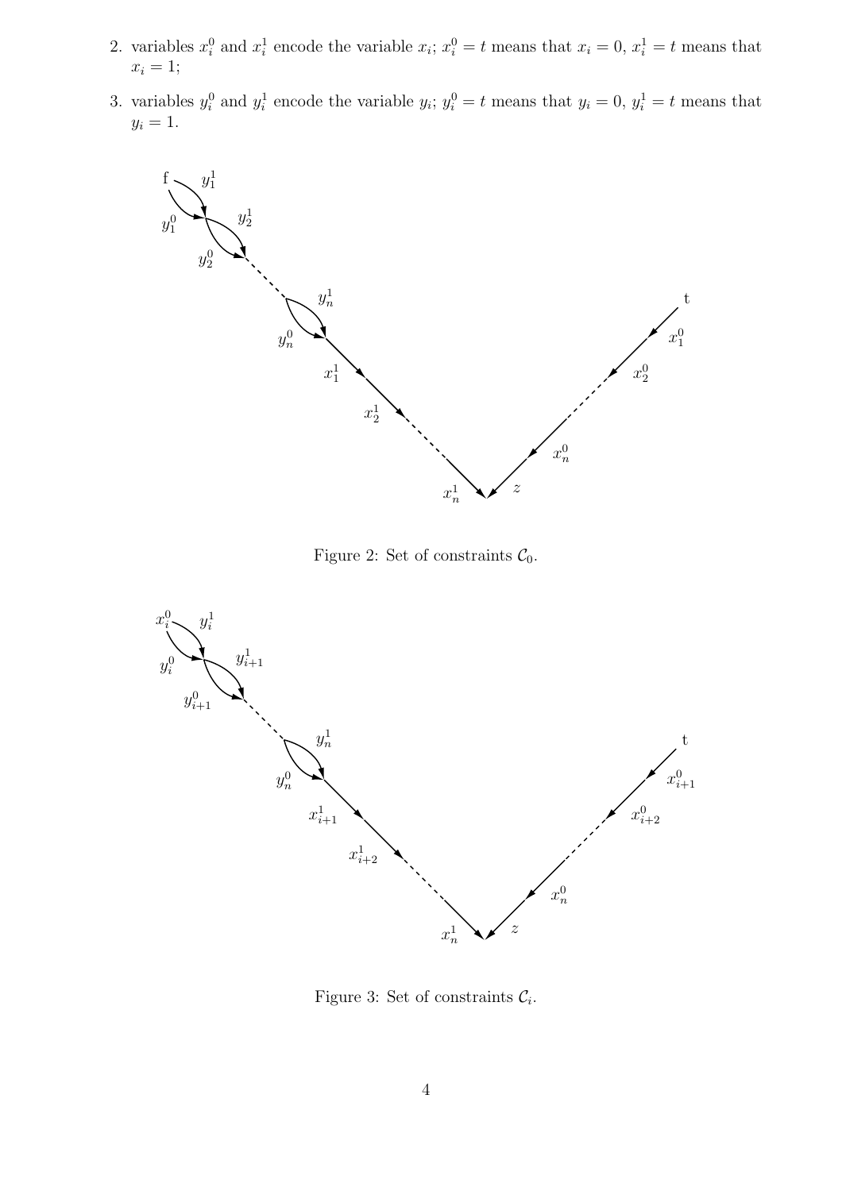2. variables $x_i^0$ and $x_i^1$ encode the variable $x_i$; $x_i^0 = t$ means that $x_i = 0$, $x_i^1 = t$ means that $x_i = 1$;

3. variables $y_i^0$ and $y_i^1$ encode the variable $y_i$; $y_i^0 = t$ means that $y_i = 0$, $y_i^1 = t$ means that $y_i = 1$.

Figure 2: Set of constraints $\mathcal{C}_0$.

Figure 3: Set of constraints $\mathcal{C}_i$.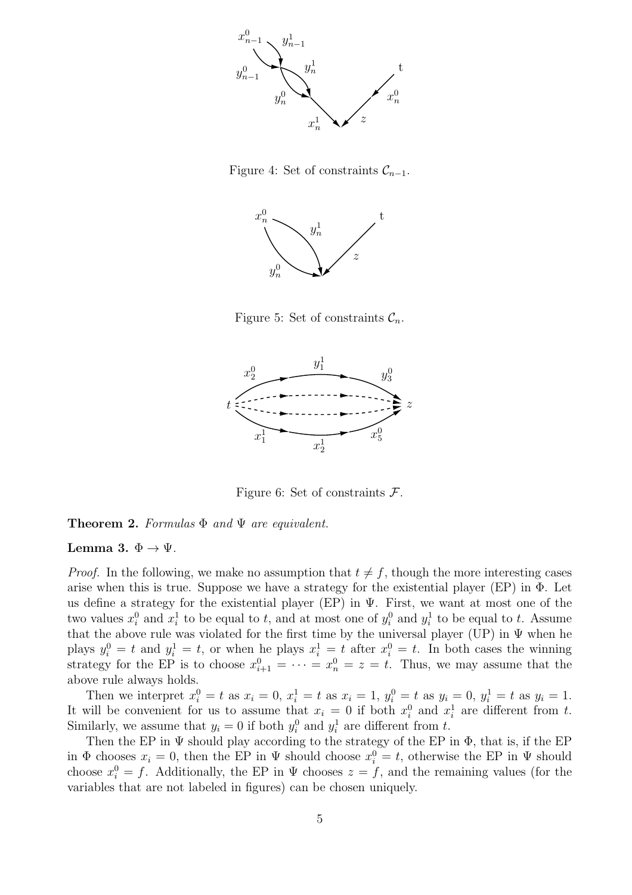Figure 4: Set of constraints $\mathcal{C}_{n-1}$.

Figure 5: Set of constraints $\mathcal{C}_n$.

Figure 6: Set of constraints $\mathcal{F}$.

**Theorem 2.** *Formulas $\Phi$ and $\Psi$ are equivalent.*

**Lemma 3.** $\Phi \to \Psi$.

*Proof.* In the following, we make no assumption that $t \neq f$, though the more interesting cases arise when this is true. Suppose we have a strategy for the existential player (EP) in $\Phi$. Let us define a strategy for the existential player (EP) in $\Psi$. First, we want at most one of the two values $x_i^0$ and $x_i^1$ to be equal to $t$, and at most one of $y_i^0$ and $y_i^1$ to be equal to $t$. Assume that the above rule was violated for the first time by the universal player (UP) in $\Psi$ when he plays $y_i^0 = t$ and $y_i^1 = t$, or when he plays $x_i^1 = t$ after $x_i^0 = t$. In both cases the winning strategy for the EP is to choose $x_{i+1}^0 = \cdots = x_n^0 = z = t$. Thus, we may assume that the above rule always holds.

Then we interpret $x_i^0 = t$ as $x_i = 0$, $x_i^1 = t$ as $x_i = 1$, $y_i^0 = t$ as $y_i = 0$, $y_i^1 = t$ as $y_i = 1$. It will be convenient for us to assume that $x_i = 0$ if both $x_i^0$ and $x_i^1$ are different from $t$. Similarly, we assume that $y_i = 0$ if both $y_i^0$ and $y_i^1$ are different from $t$.

Then the EP in $\Psi$ should play according to the strategy of the EP in $\Phi$, that is, if the EP in $\Phi$ chooses $x_i = 0$, then the EP in $\Psi$ should choose $x_i^0 = t$, otherwise the EP in $\Psi$ should choose $x_i^0 = f$. Additionally, the EP in $\Psi$ chooses $z = f$, and the remaining values (for the variables that are not labeled in figures) can be chosen uniquely.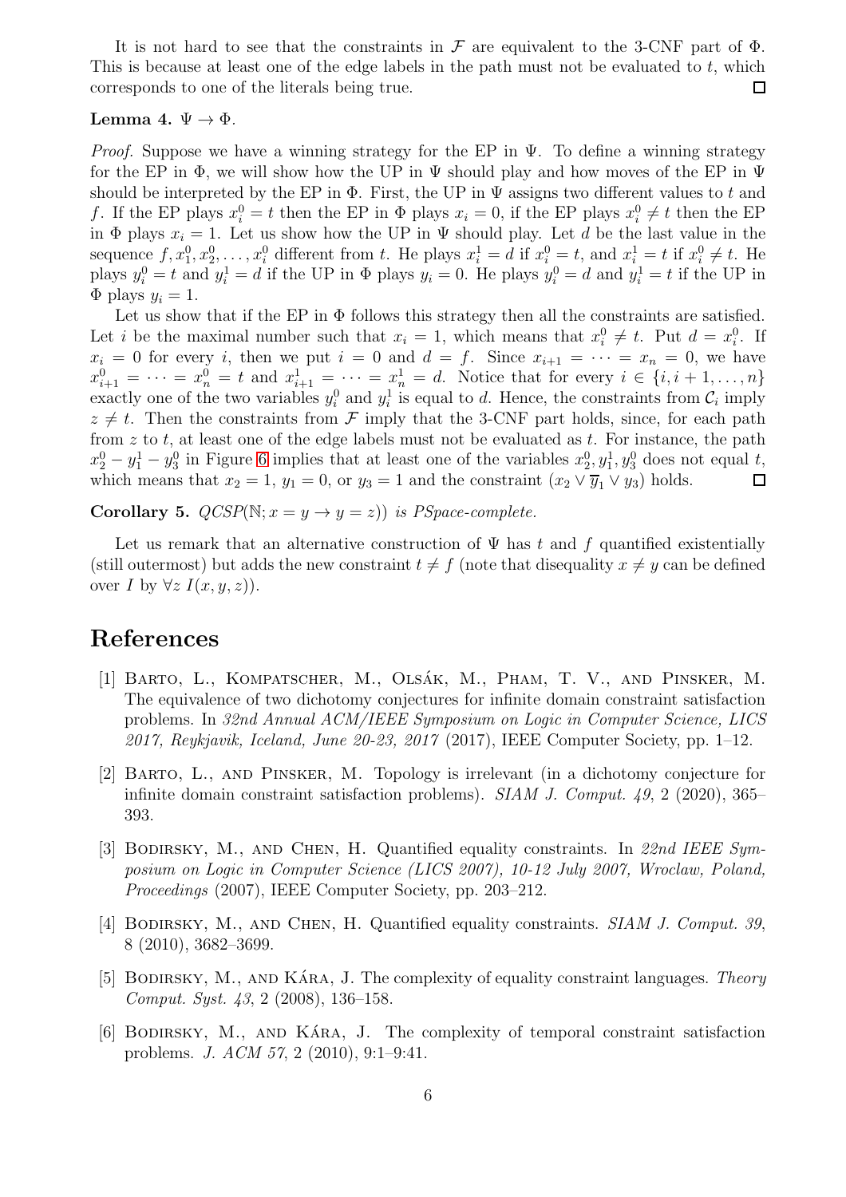It is not hard to see that the constraints in $\mathcal{F}$ are equivalent to the 3-CNF part of $\Phi$. This is because at least one of the edge labels in the path must not be evaluated to $t$, which corresponds to one of the literals being true. $\square$

**Lemma 4.** $\Psi \to \Phi$.

*Proof.* Suppose we have a winning strategy for the EP in $\Psi$. To define a winning strategy for the EP in $\Phi$, we will show how the UP in $\Psi$ should play and how moves of the EP in $\Psi$ should be interpreted by the EP in $\Phi$. First, the UP in $\Psi$ assigns two different values to $t$ and $f$. If the EP plays $x_i^0 = t$ then the EP in $\Phi$ plays $x_i = 0$, if the EP plays $x_i^0 \neq t$ then the EP in $\Phi$ plays $x_i = 1$. Let us show how the UP in $\Psi$ should play. Let $d$ be the last value in the sequence $f, x_1^0, x_2^0, \dots, x_i^0$ different from $t$. He plays $x_i^1 = d$ if $x_i^0 = t$, and $x_i^1 = t$ if $x_i^0 \neq t$. He plays $y_i^0 = t$ and $y_i^1 = d$ if the UP in $\Phi$ plays $y_i = 0$. He plays $y_i^0 = d$ and $y_i^1 = t$ if the UP in $\Phi$ plays $y_i = 1$.

Let us show that if the EP in $\Phi$ follows this strategy then all the constraints are satisfied. Let $i$ be the maximal number such that $x_i = 1$, which means that $x_i^0 \neq t$. Put $d = x_i^0$. If $x_i = 0$ for every $i$, then we put $i = 0$ and $d = f$. Since $x_{i+1} = \dots = x_n = 0$, we have $x_{i+1}^0 = \dots = x_n^0 = t$ and $x_{i+1}^1 = \dots = x_n^1 = d$. Notice that for every $i \in \{i, i+1, \dots, n\}$ exactly one of the two variables $y_i^0$ and $y_i^1$ is equal to $d$. Hence, the constraints from $\mathcal{C}_i$ imply $z \neq t$. Then the constraints from $\mathcal{F}$ imply that the 3-CNF part holds, since, for each path from $z$ to $t$, at least one of the edge labels must not be evaluated as $t$. For instance, the path $x_2^0 - y_1^1 - y_3^0$ in Figure 6 implies that at least one of the variables $x_2^0, y_1^1, y_3^0$ does not equal $t$, which means that $x_2 = 1$, $y_1 = 0$, or $y_3 = 1$ and the constraint $(x_2 \vee \overline{y}_1 \vee y_3)$ holds. $\square$

**Corollary 5.** *QCSP*$(\mathbb{N}; x = y \to y = z))$ *is PSpace-complete.*

Let us remark that an alternative construction of $\Psi$ has $t$ and $f$ quantified existentially (still outermost) but adds the new constraint $t \neq f$ (note that disequality $x \neq y$ can be defined over $I$ by $\forall z\ I(x, y, z)$).

# References

[1] Barto, L., Kompatscher, M., Olšák, M., Pham, T. V., and Pinsker, M. The equivalence of two dichotomy conjectures for infinite domain constraint satisfaction problems. In *32nd Annual ACM/IEEE Symposium on Logic in Computer Science, LICS 2017, Reykjavik, Iceland, June 20-23, 2017* (2017), IEEE Computer Society, pp. 1–12.

[2] Barto, L., and Pinsker, M. Topology is irrelevant (in a dichotomy conjecture for infinite domain constraint satisfaction problems). *SIAM J. Comput. 49*, 2 (2020), 365–393.

[3] Bodirsky, M., and Chen, H. Quantified equality constraints. In *22nd IEEE Symposium on Logic in Computer Science (LICS 2007), 10-12 July 2007, Wroclaw, Poland, Proceedings* (2007), IEEE Computer Society, pp. 203–212.

[4] Bodirsky, M., and Chen, H. Quantified equality constraints. *SIAM J. Comput. 39*, 8 (2010), 3682–3699.

[5] Bodirsky, M., and Kára, J. The complexity of equality constraint languages. *Theory Comput. Syst. 43*, 2 (2008), 136–158.

[6] Bodirsky, M., and Kára, J. The complexity of temporal constraint satisfaction problems. *J. ACM 57*, 2 (2010), 9:1–9:41.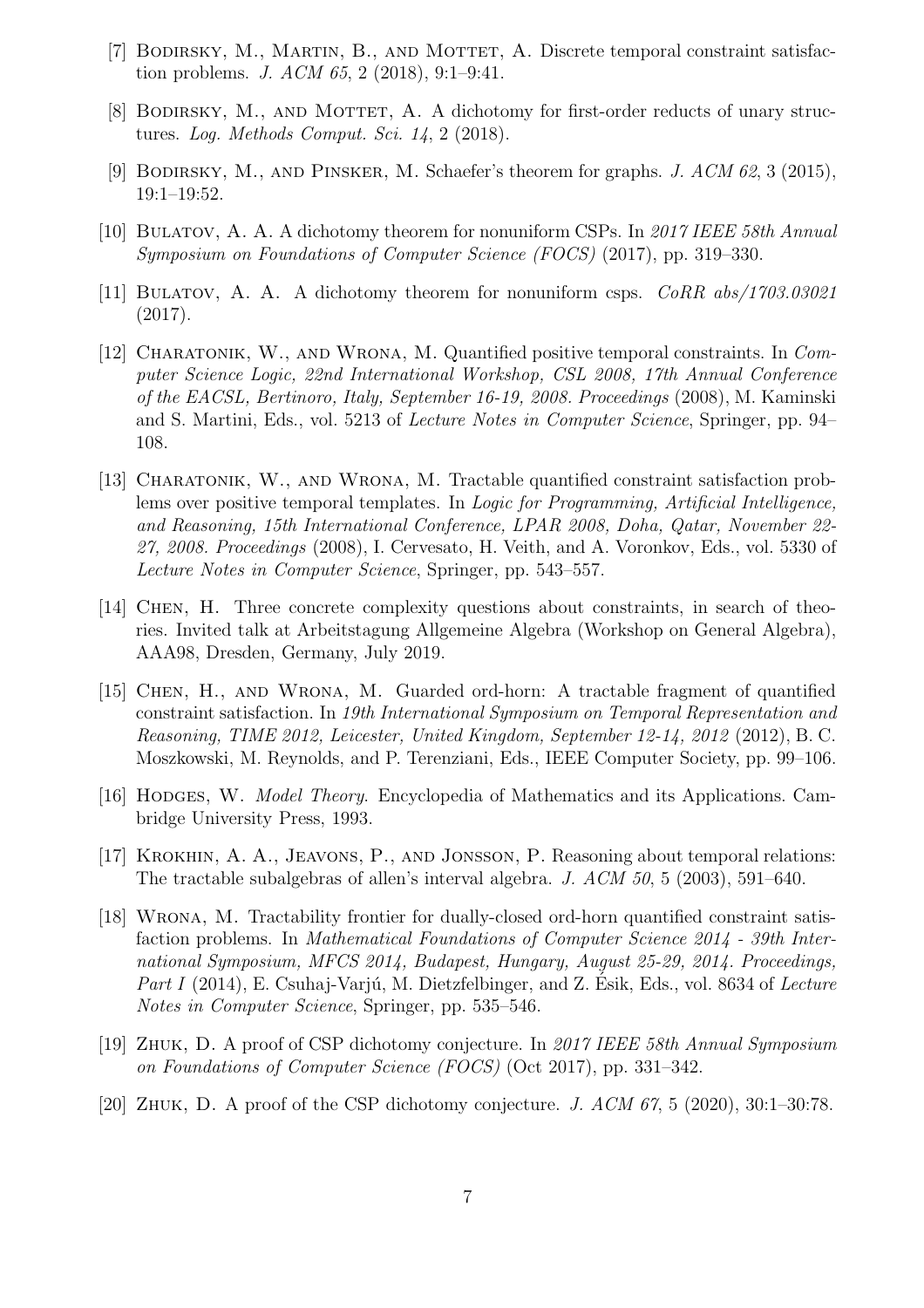[7] Bodirsky, M., Martin, B., and Mottet, A. Discrete temporal constraint satisfaction problems. *J. ACM 65*, 2 (2018), 9:1–9:41.

[8] Bodirsky, M., and Mottet, A. A dichotomy for first-order reducts of unary structures. *Log. Methods Comput. Sci. 14*, 2 (2018).

[9] Bodirsky, M., and Pinsker, M. Schaefer's theorem for graphs. *J. ACM 62*, 3 (2015), 19:1–19:52.

[10] Bulatov, A. A. A dichotomy theorem for nonuniform CSPs. In *2017 IEEE 58th Annual Symposium on Foundations of Computer Science (FOCS)* (2017), pp. 319–330.

[11] Bulatov, A. A. A dichotomy theorem for nonuniform csps. *CoRR abs/1703.03021* (2017).

[12] Charatonik, W., and Wrona, M. Quantified positive temporal constraints. In *Computer Science Logic, 22nd International Workshop, CSL 2008, 17th Annual Conference of the EACSL, Bertinoro, Italy, September 16-19, 2008. Proceedings* (2008), M. Kaminski and S. Martini, Eds., vol. 5213 of *Lecture Notes in Computer Science*, Springer, pp. 94–108.

[13] Charatonik, W., and Wrona, M. Tractable quantified constraint satisfaction problems over positive temporal templates. In *Logic for Programming, Artificial Intelligence, and Reasoning, 15th International Conference, LPAR 2008, Doha, Qatar, November 22-27, 2008. Proceedings* (2008), I. Cervesato, H. Veith, and A. Voronkov, Eds., vol. 5330 of *Lecture Notes in Computer Science*, Springer, pp. 543–557.

[14] Chen, H. Three concrete complexity questions about constraints, in search of theories. Invited talk at Arbeitstagung Allgemeine Algebra (Workshop on General Algebra), AAA98, Dresden, Germany, July 2019.

[15] Chen, H., and Wrona, M. Guarded ord-horn: A tractable fragment of quantified constraint satisfaction. In *19th International Symposium on Temporal Representation and Reasoning, TIME 2012, Leicester, United Kingdom, September 12-14, 2012* (2012), B. C. Moszkowski, M. Reynolds, and P. Terenziani, Eds., IEEE Computer Society, pp. 99–106.

[16] Hodges, W. *Model Theory*. Encyclopedia of Mathematics and its Applications. Cambridge University Press, 1993.

[17] Krokhin, A. A., Jeavons, P., and Jonsson, P. Reasoning about temporal relations: The tractable subalgebras of allen's interval algebra. *J. ACM 50*, 5 (2003), 591–640.

[18] Wrona, M. Tractability frontier for dually-closed ord-horn quantified constraint satisfaction problems. In *Mathematical Foundations of Computer Science 2014 - 39th International Symposium, MFCS 2014, Budapest, Hungary, August 25-29, 2014. Proceedings, Part I* (2014), E. Csuhaj-Varjú, M. Dietzfelbinger, and Z. Ésik, Eds., vol. 8634 of *Lecture Notes in Computer Science*, Springer, pp. 535–546.

[19] Zhuk, D. A proof of CSP dichotomy conjecture. In *2017 IEEE 58th Annual Symposium on Foundations of Computer Science (FOCS)* (Oct 2017), pp. 331–342.

[20] Zhuk, D. A proof of the CSP dichotomy conjecture. *J. ACM 67*, 5 (2020), 30:1–30:78.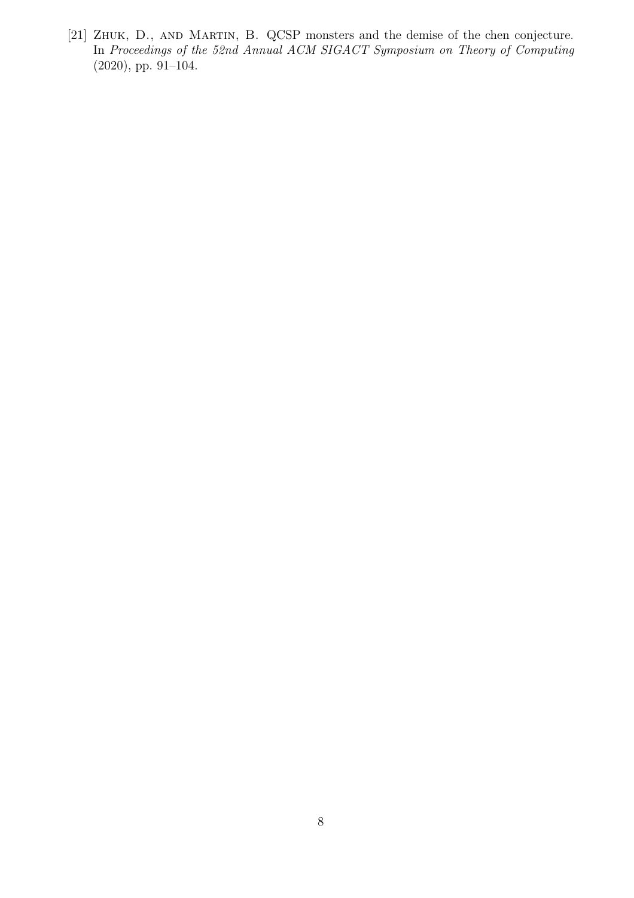[21] Zhuk, D., and Martin, B. QCSP monsters and the demise of the chen conjecture. In *Proceedings of the 52nd Annual ACM SIGACT Symposium on Theory of Computing* (2020), pp. 91–104.